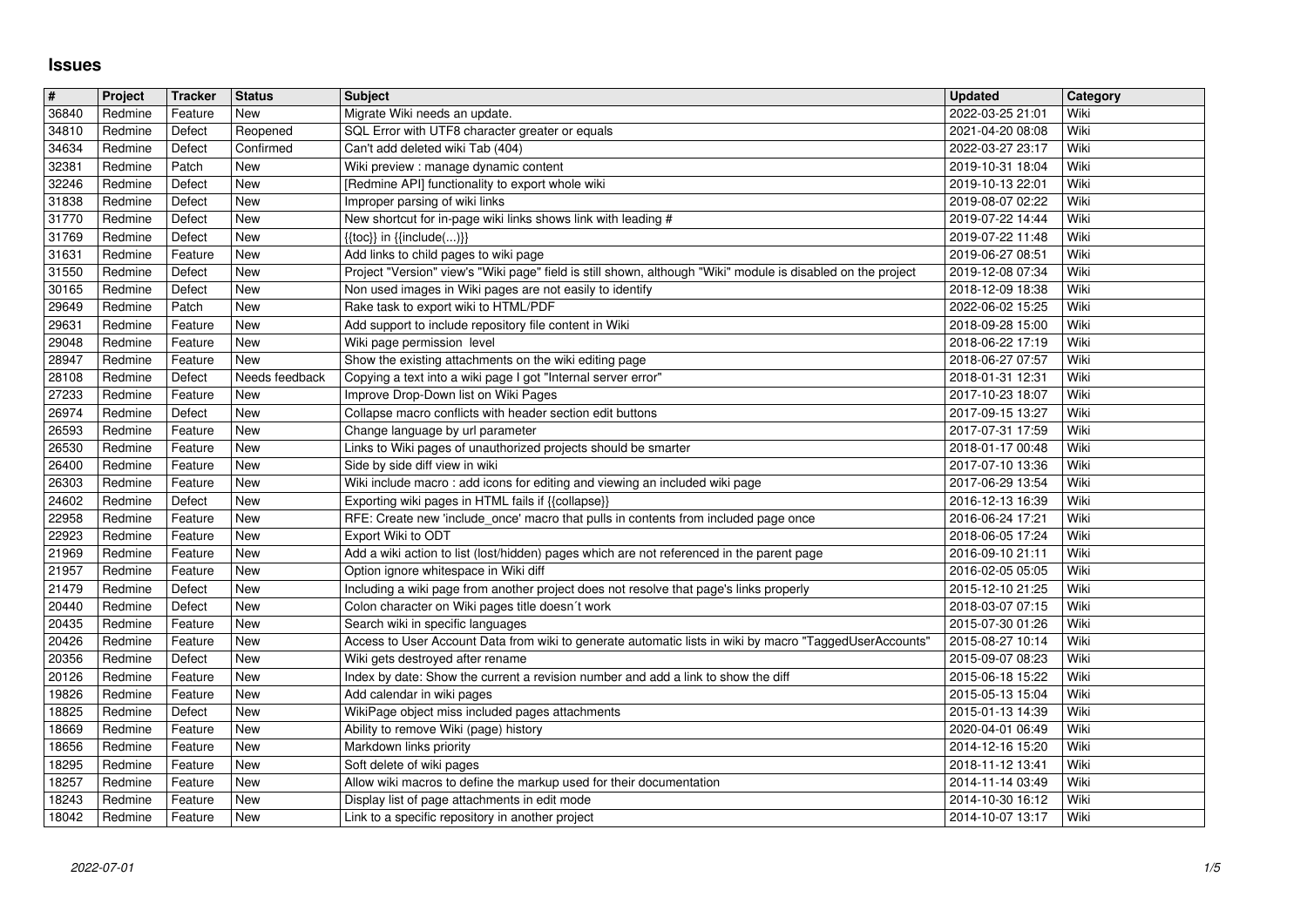# Issues

| # | Project | Tracker | Status | Subject | Updated | Category |
|---|---|---|---|---|---|---|
| 36840 | Redmine | Feature | New | Migrate Wiki needs an update. | 2022-03-25 21:01 | Wiki |
| 34810 | Redmine | Defect | Reopened | SQL Error with UTF8 character greater or equals | 2021-04-20 08:08 | Wiki |
| 34634 | Redmine | Defect | Confirmed | Can't add deleted wiki Tab (404) | 2022-03-27 23:17 | Wiki |
| 32381 | Redmine | Patch | New | Wiki preview : manage dynamic content | 2019-10-31 18:04 | Wiki |
| 32246 | Redmine | Defect | New | [Redmine API] functionality to export whole wiki | 2019-10-13 22:01 | Wiki |
| 31838 | Redmine | Defect | New | Improper parsing of wiki links | 2019-08-07 02:22 | Wiki |
| 31770 | Redmine | Defect | New | New shortcut for in-page wiki links shows link with leading # | 2019-07-22 14:44 | Wiki |
| 31769 | Redmine | Defect | New | {{toc}} in {{include(...)}} | 2019-07-22 11:48 | Wiki |
| 31631 | Redmine | Feature | New | Add links to child pages to wiki page | 2019-06-27 08:51 | Wiki |
| 31550 | Redmine | Defect | New | Project "Version" view's "Wiki page" field is still shown, although "Wiki" module is disabled on the project | 2019-12-08 07:34 | Wiki |
| 30165 | Redmine | Defect | New | Non used images in Wiki pages are not easily to identify | 2018-12-09 18:38 | Wiki |
| 29649 | Redmine | Patch | New | Rake task to export wiki to HTML/PDF | 2022-06-02 15:25 | Wiki |
| 29631 | Redmine | Feature | New | Add support to include repository file content in Wiki | 2018-09-28 15:00 | Wiki |
| 29048 | Redmine | Feature | New | Wiki page permission level | 2018-06-22 17:19 | Wiki |
| 28947 | Redmine | Feature | New | Show the existing attachments on the wiki editing page | 2018-06-27 07:57 | Wiki |
| 28108 | Redmine | Defect | Needs feedback | Copying a text into a wiki page I got "Internal server error" | 2018-01-31 12:31 | Wiki |
| 27233 | Redmine | Feature | New | Improve Drop-Down list on Wiki Pages | 2017-10-23 18:07 | Wiki |
| 26974 | Redmine | Defect | New | Collapse macro conflicts with header section edit buttons | 2017-09-15 13:27 | Wiki |
| 26593 | Redmine | Feature | New | Change language by url parameter | 2017-07-31 17:59 | Wiki |
| 26530 | Redmine | Feature | New | Links to Wiki pages of unauthorized projects should be smarter | 2018-01-17 00:48 | Wiki |
| 26400 | Redmine | Feature | New | Side by side diff view in wiki | 2017-07-10 13:36 | Wiki |
| 26303 | Redmine | Feature | New | Wiki include macro : add icons for editing and viewing an included wiki page | 2017-06-29 13:54 | Wiki |
| 24602 | Redmine | Defect | New | Exporting wiki pages in HTML fails if {{collapse}} | 2016-12-13 16:39 | Wiki |
| 22958 | Redmine | Feature | New | RFE: Create new 'include_once' macro that pulls in contents from included page once | 2016-06-24 17:21 | Wiki |
| 22923 | Redmine | Feature | New | Export Wiki to ODT | 2018-06-05 17:24 | Wiki |
| 21969 | Redmine | Feature | New | Add a wiki action to list (lost/hidden) pages which are not referenced in the parent page | 2016-09-10 21:11 | Wiki |
| 21957 | Redmine | Feature | New | Option ignore whitespace in Wiki diff | 2016-02-05 05:05 | Wiki |
| 21479 | Redmine | Defect | New | Including a wiki page from another project does not resolve that page's links properly | 2015-12-10 21:25 | Wiki |
| 20440 | Redmine | Defect | New | Colon character on Wiki pages title doesn´t work | 2018-03-07 07:15 | Wiki |
| 20435 | Redmine | Feature | New | Search wiki in specific languages | 2015-07-30 01:26 | Wiki |
| 20426 | Redmine | Feature | New | Access to User Account Data from wiki to generate automatic lists in wiki by macro "TaggedUserAccounts" | 2015-08-27 10:14 | Wiki |
| 20356 | Redmine | Defect | New | Wiki gets destroyed after rename | 2015-09-07 08:23 | Wiki |
| 20126 | Redmine | Feature | New | Index by date: Show the current a revision number and add a link to show the diff | 2015-06-18 15:22 | Wiki |
| 19826 | Redmine | Feature | New | Add calendar in wiki pages | 2015-05-13 15:04 | Wiki |
| 18825 | Redmine | Defect | New | WikiPage object miss included pages attachments | 2015-01-13 14:39 | Wiki |
| 18669 | Redmine | Feature | New | Ability to remove Wiki (page) history | 2020-04-01 06:49 | Wiki |
| 18656 | Redmine | Feature | New | Markdown links priority | 2014-12-16 15:20 | Wiki |
| 18295 | Redmine | Feature | New | Soft delete of wiki pages | 2018-11-12 13:41 | Wiki |
| 18257 | Redmine | Feature | New | Allow wiki macros to define the markup used for their documentation | 2014-11-14 03:49 | Wiki |
| 18243 | Redmine | Feature | New | Display list of page attachments in edit mode | 2014-10-30 16:12 | Wiki |
| 18042 | Redmine | Feature | New | Link to a specific repository in another project | 2014-10-07 13:17 | Wiki |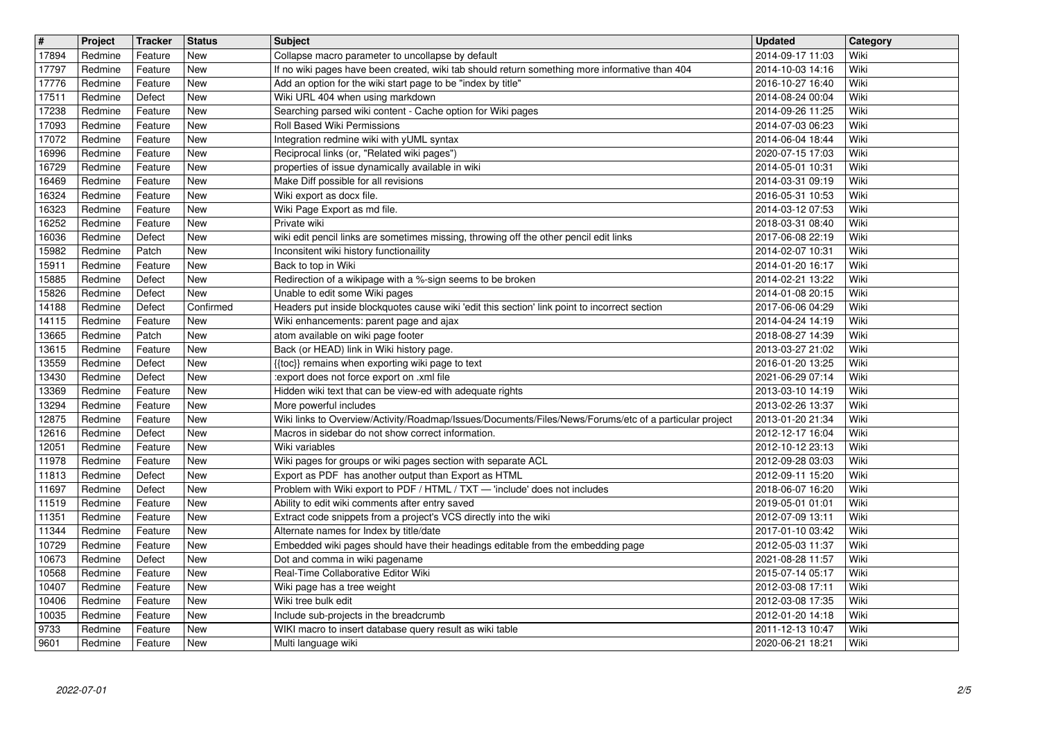| # | Project | Tracker | Status | Subject | Updated | Category |
|---|---|---|---|---|---|---|
| 17894 | Redmine | Feature | New | Collapse macro parameter to uncollapse by default | 2014-09-17 11:03 | Wiki |
| 17797 | Redmine | Feature | New | If no wiki pages have been created, wiki tab should return something more informative than 404 | 2014-10-03 14:16 | Wiki |
| 17776 | Redmine | Feature | New | Add an option for the wiki start page to be "index by title" | 2016-10-27 16:40 | Wiki |
| 17511 | Redmine | Defect | New | Wiki URL 404 when using markdown | 2014-08-24 00:04 | Wiki |
| 17238 | Redmine | Feature | New | Searching parsed wiki content - Cache option for Wiki pages | 2014-09-26 11:25 | Wiki |
| 17093 | Redmine | Feature | New | Roll Based Wiki Permissions | 2014-07-03 06:23 | Wiki |
| 17072 | Redmine | Feature | New | Integration redmine wiki with yUML syntax | 2014-06-04 18:44 | Wiki |
| 16996 | Redmine | Feature | New | Reciprocal links (or, "Related wiki pages") | 2020-07-15 17:03 | Wiki |
| 16729 | Redmine | Feature | New | properties of issue dynamically available in wiki | 2014-05-01 10:31 | Wiki |
| 16469 | Redmine | Feature | New | Make Diff possible for all revisions | 2014-03-31 09:19 | Wiki |
| 16324 | Redmine | Feature | New | Wiki export as docx file. | 2016-05-31 10:53 | Wiki |
| 16323 | Redmine | Feature | New | Wiki Page Export as md file. | 2014-03-12 07:53 | Wiki |
| 16252 | Redmine | Feature | New | Private wiki | 2018-03-31 08:40 | Wiki |
| 16036 | Redmine | Defect | New | wiki edit pencil links are sometimes missing, throwing off the other pencil edit links | 2017-06-08 22:19 | Wiki |
| 15982 | Redmine | Patch | New | Inconsitent wiki history functionaility | 2014-02-07 10:31 | Wiki |
| 15911 | Redmine | Feature | New | Back to top in Wiki | 2014-01-20 16:17 | Wiki |
| 15885 | Redmine | Defect | New | Redirection of a wikipage with a %-sign seems to be broken | 2014-02-21 13:22 | Wiki |
| 15826 | Redmine | Defect | New | Unable to edit some Wiki pages | 2014-01-08 20:15 | Wiki |
| 14188 | Redmine | Defect | Confirmed | Headers put inside blockquotes cause wiki 'edit this section' link point to incorrect section | 2017-06-06 04:29 | Wiki |
| 14115 | Redmine | Feature | New | Wiki enhancements: parent page and ajax | 2014-04-24 14:19 | Wiki |
| 13665 | Redmine | Patch | New | atom available on wiki page footer | 2018-08-27 14:39 | Wiki |
| 13615 | Redmine | Feature | New | Back (or HEAD) link in Wiki history page. | 2013-03-27 21:02 | Wiki |
| 13559 | Redmine | Defect | New | {{toc}} remains when exporting wiki page to text | 2016-01-20 13:25 | Wiki |
| 13430 | Redmine | Defect | New | :export does not force export on .xml file | 2021-06-29 07:14 | Wiki |
| 13369 | Redmine | Feature | New | Hidden wiki text that can be view-ed with adequate rights | 2013-03-10 14:19 | Wiki |
| 13294 | Redmine | Feature | New | More powerful includes | 2013-02-26 13:37 | Wiki |
| 12875 | Redmine | Feature | New | Wiki links to Overview/Activity/Roadmap/Issues/Documents/Files/News/Forums/etc of a particular project | 2013-01-20 21:34 | Wiki |
| 12616 | Redmine | Defect | New | Macros in sidebar do not show correct information. | 2012-12-17 16:04 | Wiki |
| 12051 | Redmine | Feature | New | Wiki variables | 2012-10-12 23:13 | Wiki |
| 11978 | Redmine | Feature | New | Wiki pages for groups or wiki pages section with separate ACL | 2012-09-28 03:03 | Wiki |
| 11813 | Redmine | Defect | New | Export as PDF has another output than Export as HTML | 2012-09-11 15:20 | Wiki |
| 11697 | Redmine | Defect | New | Problem with Wiki export to PDF / HTML / TXT — 'include' does not includes | 2018-06-07 16:20 | Wiki |
| 11519 | Redmine | Feature | New | Ability to edit wiki comments after entry saved | 2019-05-01 01:01 | Wiki |
| 11351 | Redmine | Feature | New | Extract code snippets from a project's VCS directly into the wiki | 2012-07-09 13:11 | Wiki |
| 11344 | Redmine | Feature | New | Alternate names for Index by title/date | 2017-01-10 03:42 | Wiki |
| 10729 | Redmine | Feature | New | Embedded wiki pages should have their headings editable from the embedding page | 2012-05-03 11:37 | Wiki |
| 10673 | Redmine | Defect | New | Dot and comma in wiki pagename | 2021-08-28 11:57 | Wiki |
| 10568 | Redmine | Feature | New | Real-Time Collaborative Editor Wiki | 2015-07-14 05:17 | Wiki |
| 10407 | Redmine | Feature | New | Wiki page has a tree weight | 2012-03-08 17:11 | Wiki |
| 10406 | Redmine | Feature | New | Wiki tree bulk edit | 2012-03-08 17:35 | Wiki |
| 10035 | Redmine | Feature | New | Include sub-projects in the breadcrumb | 2012-01-20 14:18 | Wiki |
| 9733 | Redmine | Feature | New | WIKI macro to insert database query result as wiki table | 2011-12-13 10:47 | Wiki |
| 9601 | Redmine | Feature | New | Multi language wiki | 2020-06-21 18:21 | Wiki |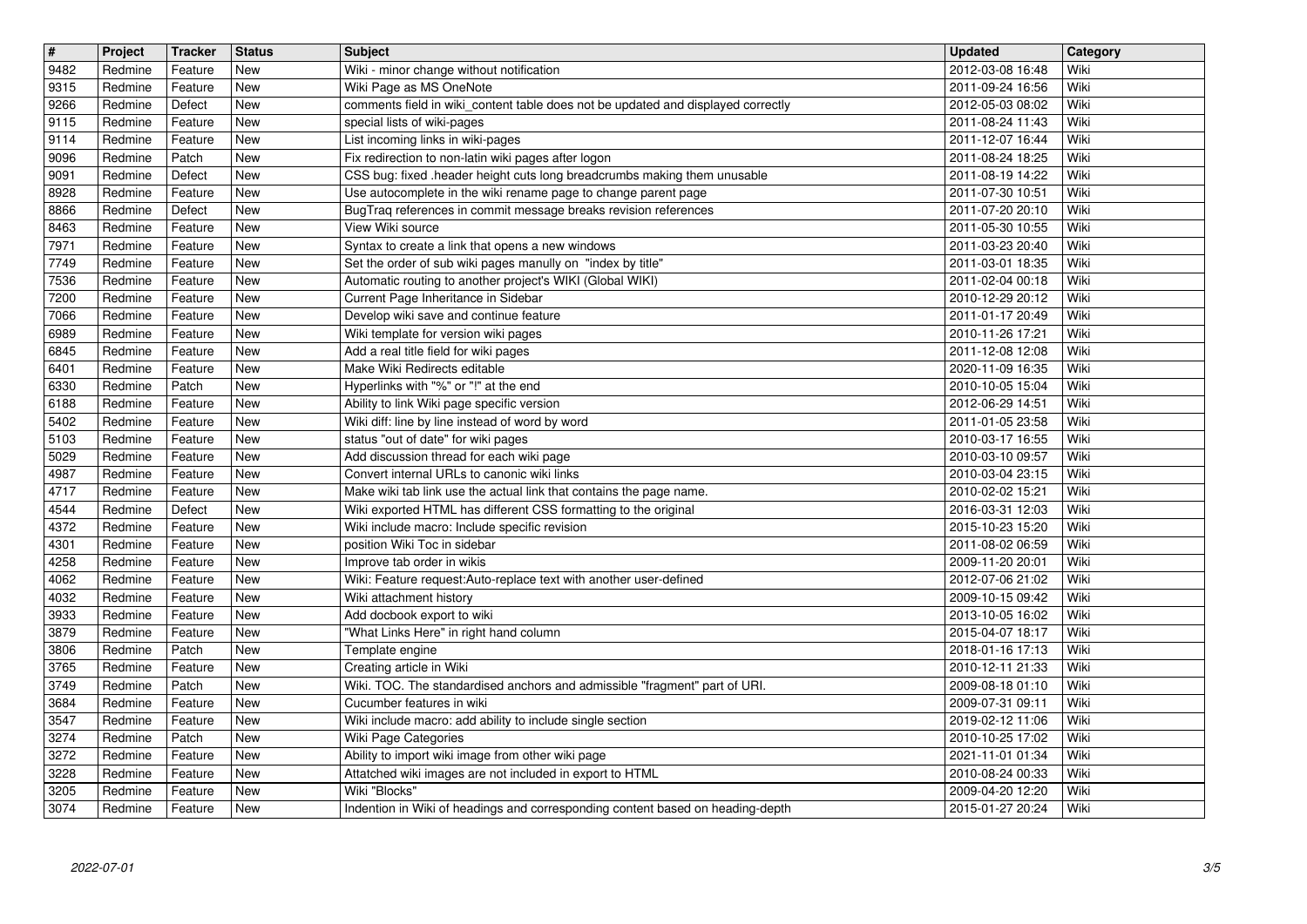| # | Project | Tracker | Status | Subject | Updated | Category |
|---|---|---|---|---|---|---|
| 9482 | Redmine | Feature | New | Wiki - minor change without notification | 2012-03-08 16:48 | Wiki |
| 9315 | Redmine | Feature | New | Wiki Page as MS OneNote | 2011-09-24 16:56 | Wiki |
| 9266 | Redmine | Defect | New | comments field in wiki_content table does not be updated and displayed correctly | 2012-05-03 08:02 | Wiki |
| 9115 | Redmine | Feature | New | special lists of wiki-pages | 2011-08-24 11:43 | Wiki |
| 9114 | Redmine | Feature | New | List incoming links in wiki-pages | 2011-12-07 16:44 | Wiki |
| 9096 | Redmine | Patch | New | Fix redirection to non-latin wiki pages after logon | 2011-08-24 18:25 | Wiki |
| 9091 | Redmine | Defect | New | CSS bug: fixed .header height cuts long breadcrumbs making them unusable | 2011-08-19 14:22 | Wiki |
| 8928 | Redmine | Feature | New | Use autocomplete in the wiki rename page to change parent page | 2011-07-30 10:51 | Wiki |
| 8866 | Redmine | Defect | New | BugTraq references in commit message breaks revision references | 2011-07-20 20:10 | Wiki |
| 8463 | Redmine | Feature | New | View Wiki source | 2011-05-30 10:55 | Wiki |
| 7971 | Redmine | Feature | New | Syntax to create a link that opens a new windows | 2011-03-23 20:40 | Wiki |
| 7749 | Redmine | Feature | New | Set the order of sub wiki pages manully on "index by title" | 2011-03-01 18:35 | Wiki |
| 7536 | Redmine | Feature | New | Automatic routing to another project's WIKI (Global WIKI) | 2011-02-04 00:18 | Wiki |
| 7200 | Redmine | Feature | New | Current Page Inheritance in Sidebar | 2010-12-29 20:12 | Wiki |
| 7066 | Redmine | Feature | New | Develop wiki save and continue feature | 2011-01-17 20:49 | Wiki |
| 6989 | Redmine | Feature | New | Wiki template for version wiki pages | 2010-11-26 17:21 | Wiki |
| 6845 | Redmine | Feature | New | Add a real title field for wiki pages | 2011-12-08 12:08 | Wiki |
| 6401 | Redmine | Feature | New | Make Wiki Redirects editable | 2020-11-09 16:35 | Wiki |
| 6330 | Redmine | Patch | New | Hyperlinks with "%" or "!" at the end | 2010-10-05 15:04 | Wiki |
| 6188 | Redmine | Feature | New | Ability to link Wiki page specific version | 2012-06-29 14:51 | Wiki |
| 5402 | Redmine | Feature | New | Wiki diff: line by line instead of word by word | 2011-01-05 23:58 | Wiki |
| 5103 | Redmine | Feature | New | status "out of date" for wiki pages | 2010-03-17 16:55 | Wiki |
| 5029 | Redmine | Feature | New | Add discussion thread for each wiki page | 2010-03-10 09:57 | Wiki |
| 4987 | Redmine | Feature | New | Convert internal URLs to canonic wiki links | 2010-03-04 23:15 | Wiki |
| 4717 | Redmine | Feature | New | Make wiki tab link use the actual link that contains the page name. | 2010-02-02 15:21 | Wiki |
| 4544 | Redmine | Defect | New | Wiki exported HTML has different CSS formatting to the original | 2016-03-31 12:03 | Wiki |
| 4372 | Redmine | Feature | New | Wiki include macro: Include specific revision | 2015-10-23 15:20 | Wiki |
| 4301 | Redmine | Feature | New | position Wiki Toc in sidebar | 2011-08-02 06:59 | Wiki |
| 4258 | Redmine | Feature | New | Improve tab order in wikis | 2009-11-20 20:01 | Wiki |
| 4062 | Redmine | Feature | New | Wiki: Feature request:Auto-replace text with another user-defined | 2012-07-06 21:02 | Wiki |
| 4032 | Redmine | Feature | New | Wiki attachment history | 2009-10-15 09:42 | Wiki |
| 3933 | Redmine | Feature | New | Add docbook export to wiki | 2013-10-05 16:02 | Wiki |
| 3879 | Redmine | Feature | New | "What Links Here" in right hand column | 2015-04-07 18:17 | Wiki |
| 3806 | Redmine | Patch | New | Template engine | 2018-01-16 17:13 | Wiki |
| 3765 | Redmine | Feature | New | Creating article in Wiki | 2010-12-11 21:33 | Wiki |
| 3749 | Redmine | Patch | New | Wiki. TOC. The standardised anchors and admissible "fragment" part of URI. | 2009-08-18 01:10 | Wiki |
| 3684 | Redmine | Feature | New | Cucumber features in wiki | 2009-07-31 09:11 | Wiki |
| 3547 | Redmine | Feature | New | Wiki include macro: add ability to include single section | 2019-02-12 11:06 | Wiki |
| 3274 | Redmine | Patch | New | Wiki Page Categories | 2010-10-25 17:02 | Wiki |
| 3272 | Redmine | Feature | New | Ability to import wiki image from other wiki page | 2021-11-01 01:34 | Wiki |
| 3228 | Redmine | Feature | New | Attatched wiki images are not included in export to HTML | 2010-08-24 00:33 | Wiki |
| 3205 | Redmine | Feature | New | Wiki "Blocks" | 2009-04-20 12:20 | Wiki |
| 3074 | Redmine | Feature | New | Indention in Wiki of headings and corresponding content based on heading-depth | 2015-01-27 20:24 | Wiki |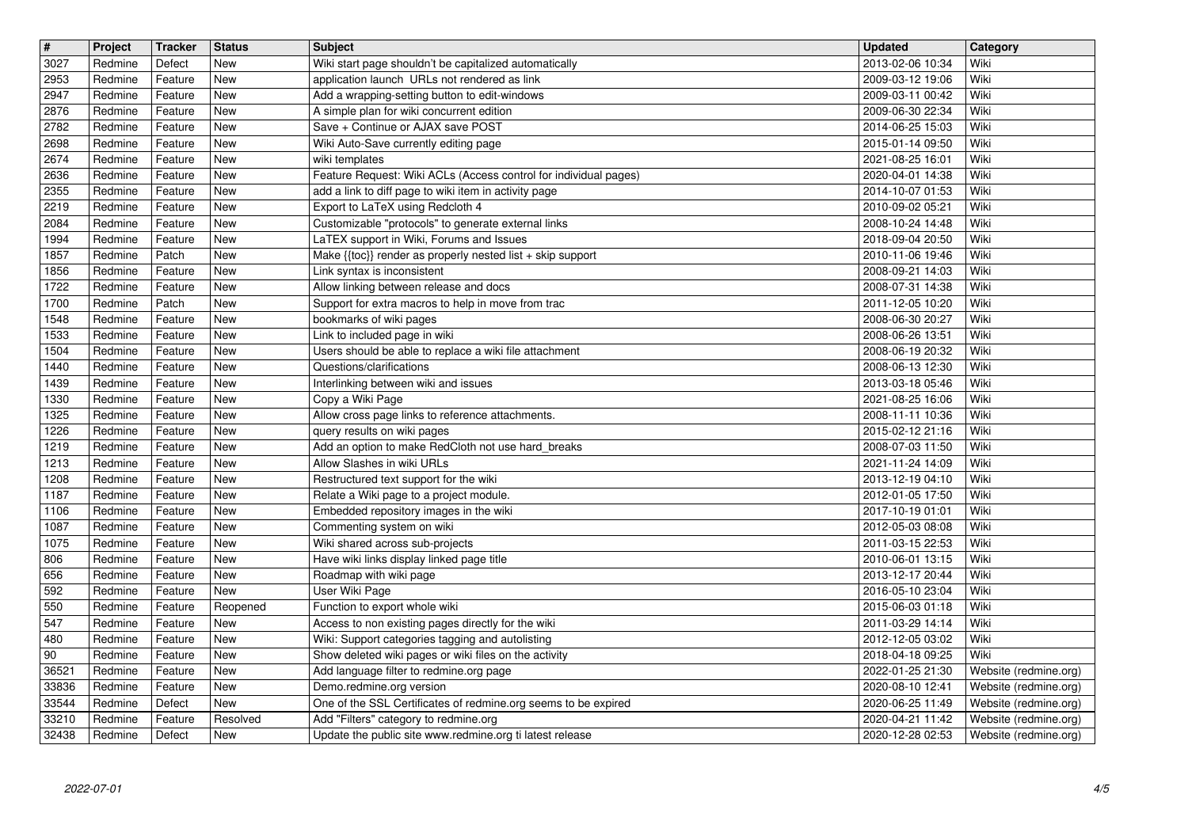| # | Project | Tracker | Status | Subject | Updated | Category |
|---|---|---|---|---|---|---|
| 3027 | Redmine | Defect | New | Wiki start page shouldn't be capitalized automatically | 2013-02-06 10:34 | Wiki |
| 2953 | Redmine | Feature | New | application launch URLs not rendered as link | 2009-03-12 19:06 | Wiki |
| 2947 | Redmine | Feature | New | Add a wrapping-setting button to edit-windows | 2009-03-11 00:42 | Wiki |
| 2876 | Redmine | Feature | New | A simple plan for wiki concurrent edition | 2009-06-30 22:34 | Wiki |
| 2782 | Redmine | Feature | New | Save + Continue or AJAX save POST | 2014-06-25 15:03 | Wiki |
| 2698 | Redmine | Feature | New | Wiki Auto-Save currently editing page | 2015-01-14 09:50 | Wiki |
| 2674 | Redmine | Feature | New | wiki templates | 2021-08-25 16:01 | Wiki |
| 2636 | Redmine | Feature | New | Feature Request: Wiki ACLs (Access control for individual pages) | 2020-04-01 14:38 | Wiki |
| 2355 | Redmine | Feature | New | add a link to diff page to wiki item in activity page | 2014-10-07 01:53 | Wiki |
| 2219 | Redmine | Feature | New | Export to LaTeX using Redcloth 4 | 2010-09-02 05:21 | Wiki |
| 2084 | Redmine | Feature | New | Customizable "protocols" to generate external links | 2008-10-24 14:48 | Wiki |
| 1994 | Redmine | Feature | New | LaTEX support in Wiki, Forums and Issues | 2018-09-04 20:50 | Wiki |
| 1857 | Redmine | Patch | New | Make {{toc}} render as properly nested list + skip support | 2010-11-06 19:46 | Wiki |
| 1856 | Redmine | Feature | New | Link syntax is inconsistent | 2008-09-21 14:03 | Wiki |
| 1722 | Redmine | Feature | New | Allow linking between release and docs | 2008-07-31 14:38 | Wiki |
| 1700 | Redmine | Patch | New | Support for extra macros to help in move from trac | 2011-12-05 10:20 | Wiki |
| 1548 | Redmine | Feature | New | bookmarks of wiki pages | 2008-06-30 20:27 | Wiki |
| 1533 | Redmine | Feature | New | Link to included page in wiki | 2008-06-26 13:51 | Wiki |
| 1504 | Redmine | Feature | New | Users should be able to replace a wiki file attachment | 2008-06-19 20:32 | Wiki |
| 1440 | Redmine | Feature | New | Questions/clarifications | 2008-06-13 12:30 | Wiki |
| 1439 | Redmine | Feature | New | Interlinking between wiki and issues | 2013-03-18 05:46 | Wiki |
| 1330 | Redmine | Feature | New | Copy a Wiki Page | 2021-08-25 16:06 | Wiki |
| 1325 | Redmine | Feature | New | Allow cross page links to reference attachments. | 2008-11-11 10:36 | Wiki |
| 1226 | Redmine | Feature | New | query results on wiki pages | 2015-02-12 21:16 | Wiki |
| 1219 | Redmine | Feature | New | Add an option to make RedCloth not use hard_breaks | 2008-07-03 11:50 | Wiki |
| 1213 | Redmine | Feature | New | Allow Slashes in wiki URLs | 2021-11-24 14:09 | Wiki |
| 1208 | Redmine | Feature | New | Restructured text support for the wiki | 2013-12-19 04:10 | Wiki |
| 1187 | Redmine | Feature | New | Relate a Wiki page to a project module. | 2012-01-05 17:50 | Wiki |
| 1106 | Redmine | Feature | New | Embedded repository images in the wiki | 2017-10-19 01:01 | Wiki |
| 1087 | Redmine | Feature | New | Commenting system on wiki | 2012-05-03 08:08 | Wiki |
| 1075 | Redmine | Feature | New | Wiki shared across sub-projects | 2011-03-15 22:53 | Wiki |
| 806 | Redmine | Feature | New | Have wiki links display linked page title | 2010-06-01 13:15 | Wiki |
| 656 | Redmine | Feature | New | Roadmap with wiki page | 2013-12-17 20:44 | Wiki |
| 592 | Redmine | Feature | New | User Wiki Page | 2016-05-10 23:04 | Wiki |
| 550 | Redmine | Feature | Reopened | Function to export whole wiki | 2015-06-03 01:18 | Wiki |
| 547 | Redmine | Feature | New | Access to non existing pages directly for the wiki | 2011-03-29 14:14 | Wiki |
| 480 | Redmine | Feature | New | Wiki: Support categories tagging and autolisting | 2012-12-05 03:02 | Wiki |
| 90 | Redmine | Feature | New | Show deleted wiki pages or wiki files on the activity | 2018-04-18 09:25 | Wiki |
| 36521 | Redmine | Feature | New | Add language filter to redmine.org page | 2022-01-25 21:30 | Website (redmine.org) |
| 33836 | Redmine | Feature | New | Demo.redmine.org version | 2020-08-10 12:41 | Website (redmine.org) |
| 33544 | Redmine | Defect | New | One of the SSL Certificates of redmine.org seems to be expired | 2020-06-25 11:49 | Website (redmine.org) |
| 33210 | Redmine | Feature | Resolved | Add "Filters" category to redmine.org | 2020-04-21 11:42 | Website (redmine.org) |
| 32438 | Redmine | Defect | New | Update the public site www.redmine.org ti latest release | 2020-12-28 02:53 | Website (redmine.org) |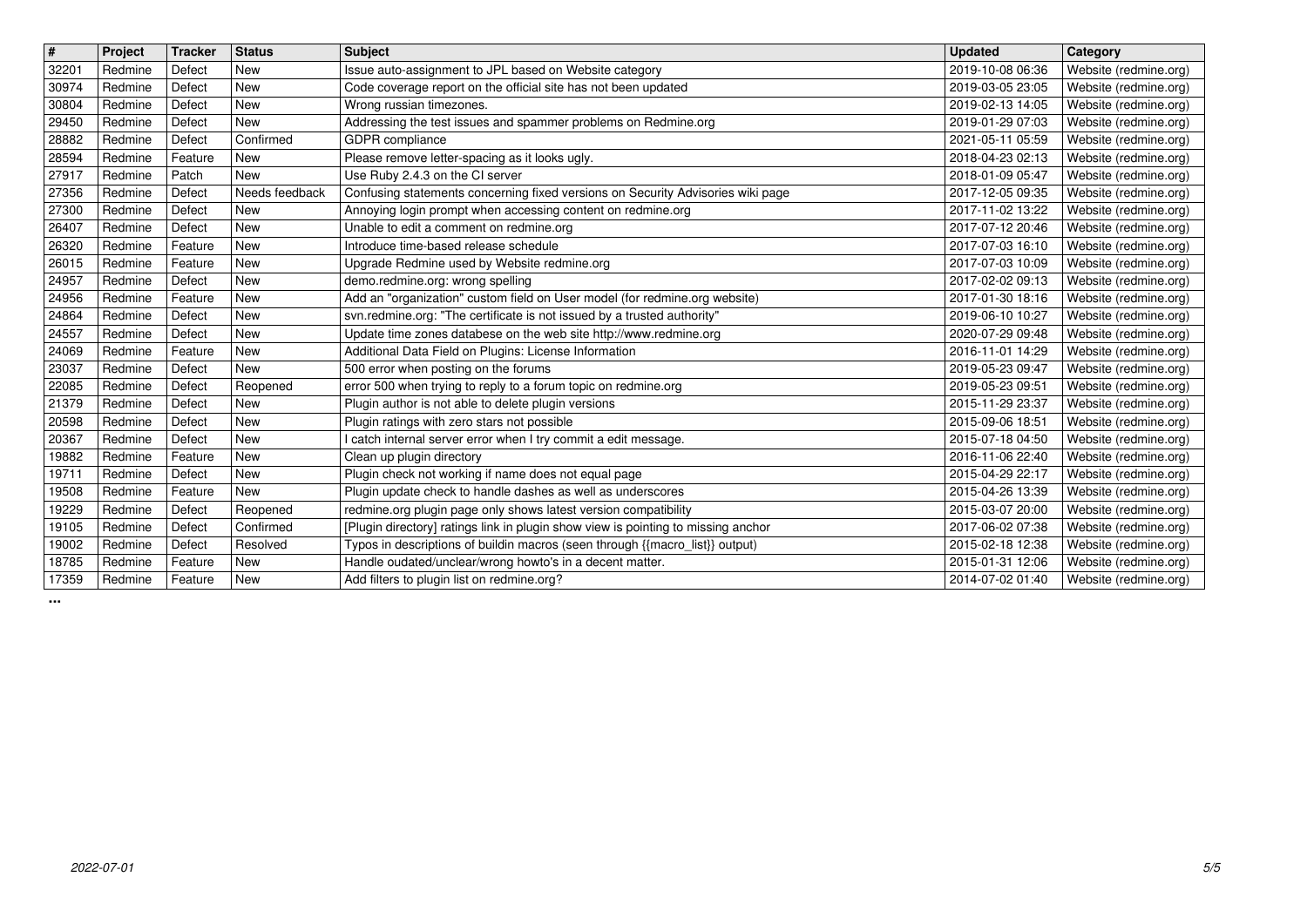| # | Project | Tracker | Status | Subject | Updated | Category |
|---|---|---|---|---|---|---|
| 32201 | Redmine | Defect | New | Issue auto-assignment to JPL based on Website category | 2019-10-08 06:36 | Website (redmine.org) |
| 30974 | Redmine | Defect | New | Code coverage report on the official site has not been updated | 2019-03-05 23:05 | Website (redmine.org) |
| 30804 | Redmine | Defect | New | Wrong russian timezones. | 2019-02-13 14:05 | Website (redmine.org) |
| 29450 | Redmine | Defect | New | Addressing the test issues and spammer problems on Redmine.org | 2019-01-29 07:03 | Website (redmine.org) |
| 28882 | Redmine | Defect | Confirmed | GDPR compliance | 2021-05-11 05:59 | Website (redmine.org) |
| 28594 | Redmine | Feature | New | Please remove letter-spacing as it looks ugly. | 2018-04-23 02:13 | Website (redmine.org) |
| 27917 | Redmine | Patch | New | Use Ruby 2.4.3 on the CI server | 2018-01-09 05:47 | Website (redmine.org) |
| 27356 | Redmine | Defect | Needs feedback | Confusing statements concerning fixed versions on Security Advisories wiki page | 2017-12-05 09:35 | Website (redmine.org) |
| 27300 | Redmine | Defect | New | Annoying login prompt when accessing content on redmine.org | 2017-11-02 13:22 | Website (redmine.org) |
| 26407 | Redmine | Defect | New | Unable to edit a comment on redmine.org | 2017-07-12 20:46 | Website (redmine.org) |
| 26320 | Redmine | Feature | New | Introduce time-based release schedule | 2017-07-03 16:10 | Website (redmine.org) |
| 26015 | Redmine | Feature | New | Upgrade Redmine used by Website redmine.org | 2017-07-03 10:09 | Website (redmine.org) |
| 24957 | Redmine | Defect | New | demo.redmine.org: wrong spelling | 2017-02-02 09:13 | Website (redmine.org) |
| 24956 | Redmine | Feature | New | Add an "organization" custom field on User model (for redmine.org website) | 2017-01-30 18:16 | Website (redmine.org) |
| 24864 | Redmine | Defect | New | svn.redmine.org: "The certificate is not issued by a trusted authority" | 2019-06-10 10:27 | Website (redmine.org) |
| 24557 | Redmine | Defect | New | Update time zones databese on the web site http://www.redmine.org | 2020-07-29 09:48 | Website (redmine.org) |
| 24069 | Redmine | Feature | New | Additional Data Field on Plugins: License Information | 2016-11-01 14:29 | Website (redmine.org) |
| 23037 | Redmine | Defect | New | 500 error when posting on the forums | 2019-05-23 09:47 | Website (redmine.org) |
| 22085 | Redmine | Defect | Reopened | error 500 when trying to reply to a forum topic on redmine.org | 2019-05-23 09:51 | Website (redmine.org) |
| 21379 | Redmine | Defect | New | Plugin author is not able to delete plugin versions | 2015-11-29 23:37 | Website (redmine.org) |
| 20598 | Redmine | Defect | New | Plugin ratings with zero stars not possible | 2015-09-06 18:51 | Website (redmine.org) |
| 20367 | Redmine | Defect | New | I catch internal server error when I try commit a edit message. | 2015-07-18 04:50 | Website (redmine.org) |
| 19882 | Redmine | Feature | New | Clean up plugin directory | 2016-11-06 22:40 | Website (redmine.org) |
| 19711 | Redmine | Defect | New | Plugin check not working if name does not equal page | 2015-04-29 22:17 | Website (redmine.org) |
| 19508 | Redmine | Feature | New | Plugin update check to handle dashes as well as underscores | 2015-04-26 13:39 | Website (redmine.org) |
| 19229 | Redmine | Defect | Reopened | redmine.org plugin page only shows latest version compatibility | 2015-03-07 20:00 | Website (redmine.org) |
| 19105 | Redmine | Defect | Confirmed | [Plugin directory] ratings link in plugin show view is pointing to missing anchor | 2017-06-02 07:38 | Website (redmine.org) |
| 19002 | Redmine | Defect | Resolved | Typos in descriptions of buildin macros (seen through {{macro_list}} output) | 2015-02-18 12:38 | Website (redmine.org) |
| 18785 | Redmine | Feature | New | Handle oudated/unclear/wrong howto's in a decent matter. | 2015-01-31 12:06 | Website (redmine.org) |
| 17359 | Redmine | Feature | New | Add filters to plugin list on redmine.org? | 2014-07-02 01:40 | Website (redmine.org) |

...